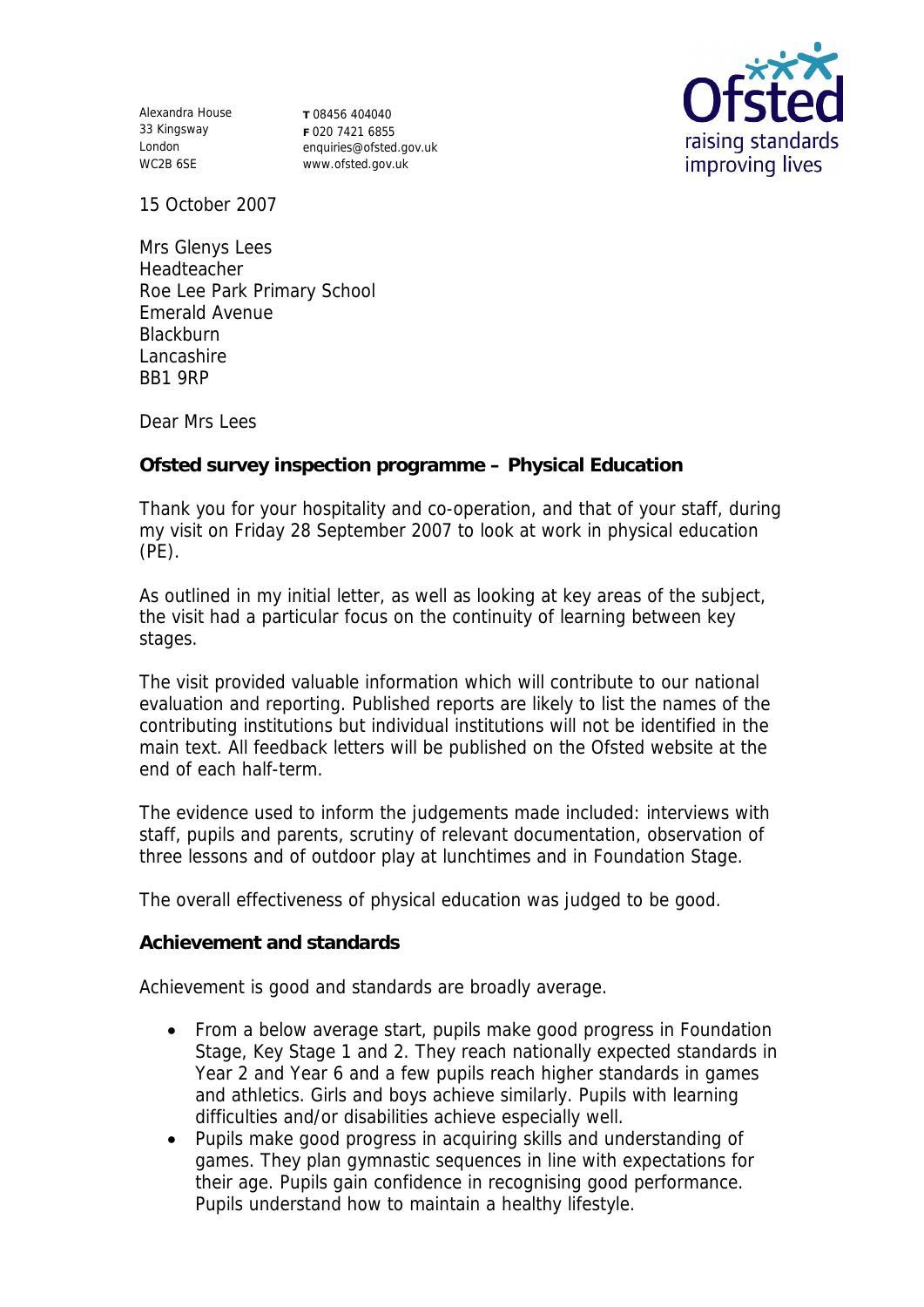Alexandra House
33 Kingsway
London
WC2B 6SE

**T** 08456 404040
**F** 020 7421 6855
enquiries@ofsted.gov.uk
www.ofsted.gov.uk

15 October 2007

Mrs Glenys Lees
Headteacher
Roe Lee Park Primary School
Emerald Avenue
Blackburn
Lancashire
BB1 9RP

Dear Mrs Lees

**Ofsted survey inspection programme – Physical Education**

Thank you for your hospitality and co-operation, and that of your staff, during my visit on Friday 28 September 2007 to look at work in physical education (PE).

As outlined in my initial letter, as well as looking at key areas of the subject, the visit had a particular focus on the continuity of learning between key stages.

The visit provided valuable information which will contribute to our national evaluation and reporting. Published reports are likely to list the names of the contributing institutions but individual institutions will not be identified in the main text. All feedback letters will be published on the Ofsted website at the end of each half-term.

The evidence used to inform the judgements made included: interviews with staff, pupils and parents, scrutiny of relevant documentation, observation of three lessons and of outdoor play at lunchtimes and in Foundation Stage.

The overall effectiveness of physical education was judged to be good.

**Achievement and standards**

Achievement is good and standards are broadly average.

- From a below average start, pupils make good progress in Foundation Stage, Key Stage 1 and 2. They reach nationally expected standards in Year 2 and Year 6 and a few pupils reach higher standards in games and athletics. Girls and boys achieve similarly. Pupils with learning difficulties and/or disabilities achieve especially well.
- Pupils make good progress in acquiring skills and understanding of games. They plan gymnastic sequences in line with expectations for their age. Pupils gain confidence in recognising good performance. Pupils understand how to maintain a healthy lifestyle.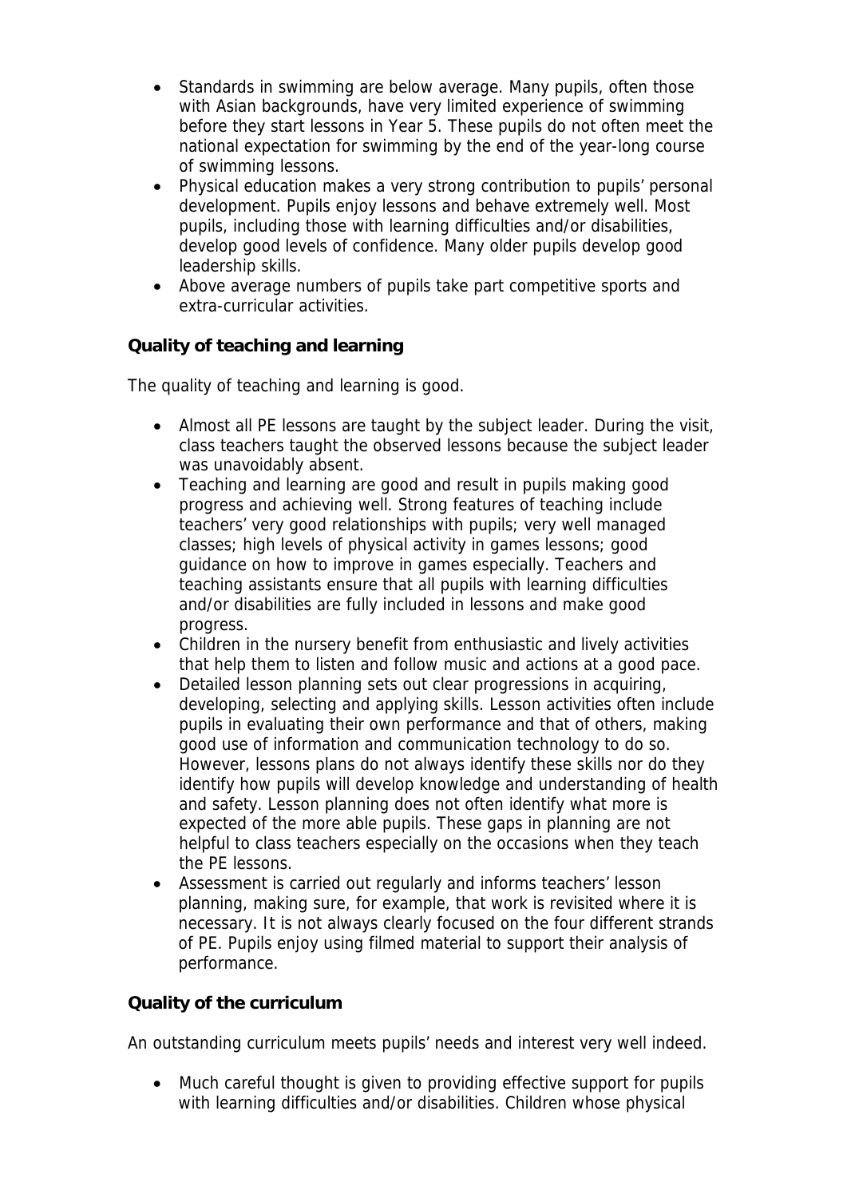- Standards in swimming are below average. Many pupils, often those with Asian backgrounds, have very limited experience of swimming before they start lessons in Year 5. These pupils do not often meet the national expectation for swimming by the end of the year-long course of swimming lessons.
- Physical education makes a very strong contribution to pupils' personal development. Pupils enjoy lessons and behave extremely well. Most pupils, including those with learning difficulties and/or disabilities, develop good levels of confidence. Many older pupils develop good leadership skills.
- Above average numbers of pupils take part competitive sports and extra-curricular activities.

**Quality of teaching and learning**

The quality of teaching and learning is good.

- Almost all PE lessons are taught by the subject leader. During the visit, class teachers taught the observed lessons because the subject leader was unavoidably absent.
- Teaching and learning are good and result in pupils making good progress and achieving well. Strong features of teaching include teachers' very good relationships with pupils; very well managed classes; high levels of physical activity in games lessons; good guidance on how to improve in games especially. Teachers and teaching assistants ensure that all pupils with learning difficulties and/or disabilities are fully included in lessons and make good progress.
- Children in the nursery benefit from enthusiastic and lively activities that help them to listen and follow music and actions at a good pace.
- Detailed lesson planning sets out clear progressions in acquiring, developing, selecting and applying skills. Lesson activities often include pupils in evaluating their own performance and that of others, making good use of information and communication technology to do so. However, lessons plans do not always identify these skills nor do they identify how pupils will develop knowledge and understanding of health and safety. Lesson planning does not often identify what more is expected of the more able pupils. These gaps in planning are not helpful to class teachers especially on the occasions when they teach the PE lessons.
- Assessment is carried out regularly and informs teachers' lesson planning, making sure, for example, that work is revisited where it is necessary. It is not always clearly focused on the four different strands of PE. Pupils enjoy using filmed material to support their analysis of performance.

**Quality of the curriculum**

An outstanding curriculum meets pupils' needs and interest very well indeed.

- Much careful thought is given to providing effective support for pupils with learning difficulties and/or disabilities. Children whose physical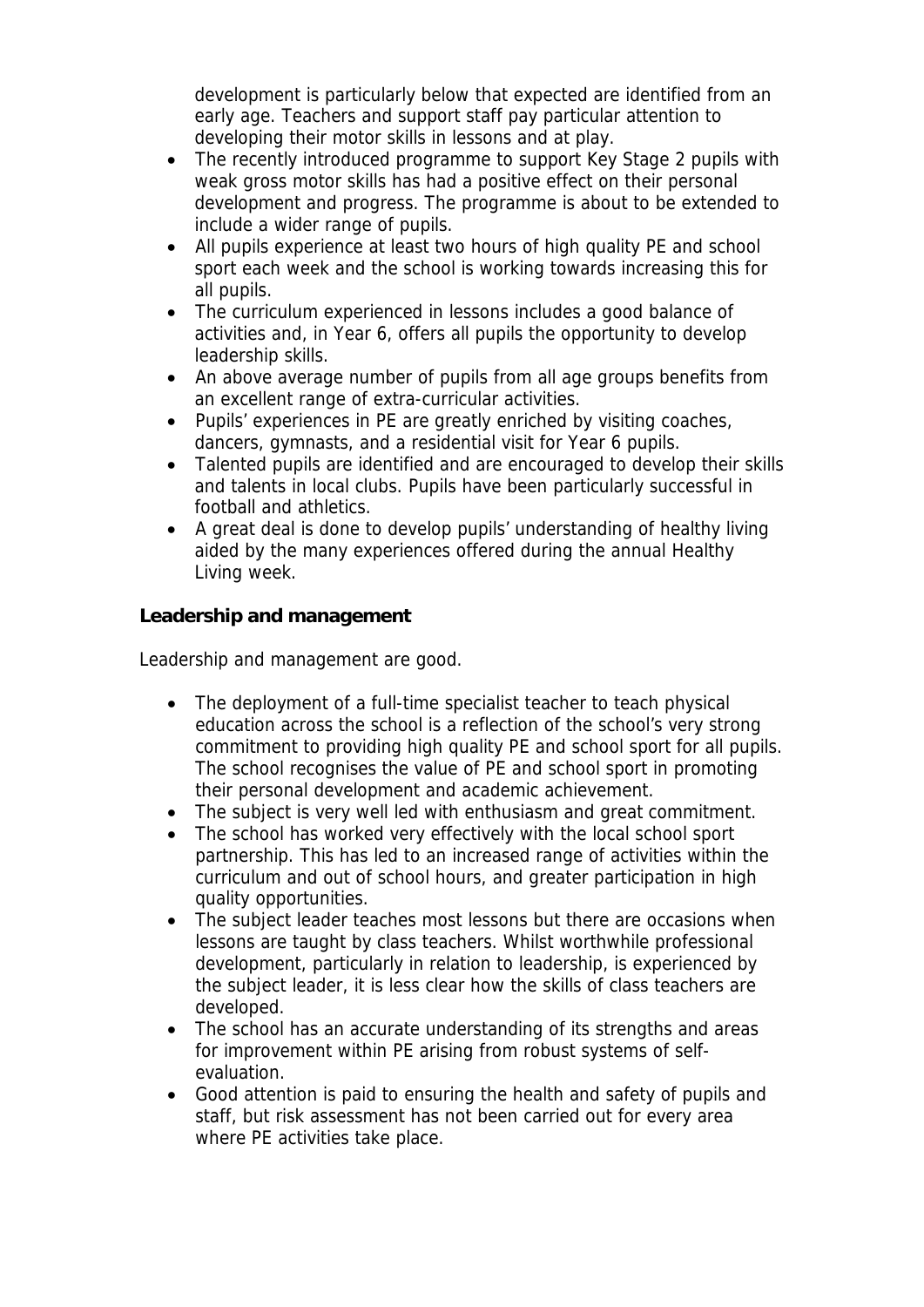development is particularly below that expected are identified from an early age. Teachers and support staff pay particular attention to developing their motor skills in lessons and at play.

- The recently introduced programme to support Key Stage 2 pupils with weak gross motor skills has had a positive effect on their personal development and progress. The programme is about to be extended to include a wider range of pupils.
- All pupils experience at least two hours of high quality PE and school sport each week and the school is working towards increasing this for all pupils.
- The curriculum experienced in lessons includes a good balance of activities and, in Year 6, offers all pupils the opportunity to develop leadership skills.
- An above average number of pupils from all age groups benefits from an excellent range of extra-curricular activities.
- Pupils' experiences in PE are greatly enriched by visiting coaches, dancers, gymnasts, and a residential visit for Year 6 pupils.
- Talented pupils are identified and are encouraged to develop their skills and talents in local clubs. Pupils have been particularly successful in football and athletics.
- A great deal is done to develop pupils' understanding of healthy living aided by the many experiences offered during the annual Healthy Living week.

**Leadership and management**

Leadership and management are good.

- The deployment of a full-time specialist teacher to teach physical education across the school is a reflection of the school's very strong commitment to providing high quality PE and school sport for all pupils. The school recognises the value of PE and school sport in promoting their personal development and academic achievement.
- The subject is very well led with enthusiasm and great commitment.
- The school has worked very effectively with the local school sport partnership. This has led to an increased range of activities within the curriculum and out of school hours, and greater participation in high quality opportunities.
- The subject leader teaches most lessons but there are occasions when lessons are taught by class teachers. Whilst worthwhile professional development, particularly in relation to leadership, is experienced by the subject leader, it is less clear how the skills of class teachers are developed.
- The school has an accurate understanding of its strengths and areas for improvement within PE arising from robust systems of self-evaluation.
- Good attention is paid to ensuring the health and safety of pupils and staff, but risk assessment has not been carried out for every area where PE activities take place.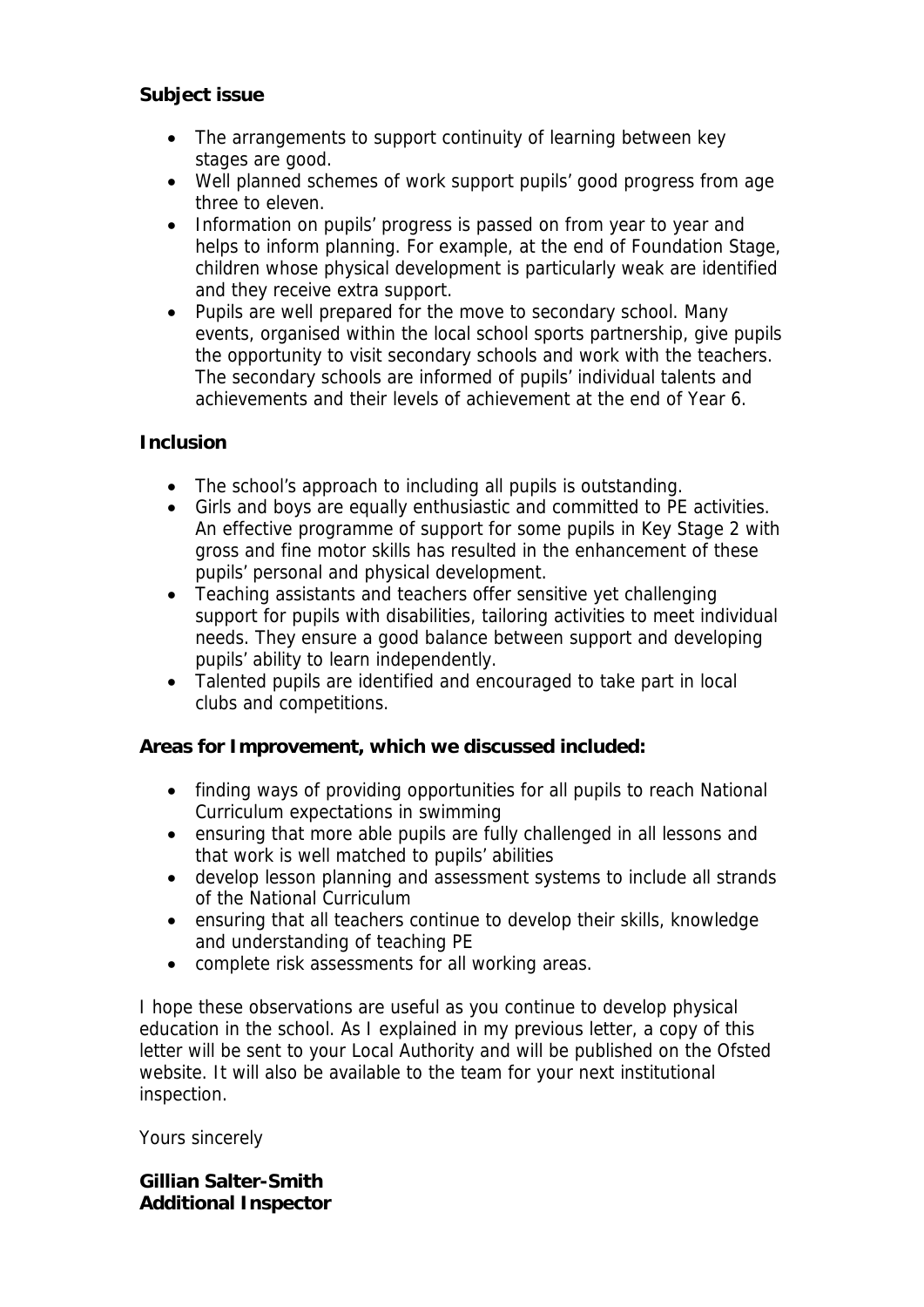**Subject issue**

- The arrangements to support continuity of learning between key stages are good.
- Well planned schemes of work support pupils' good progress from age three to eleven.
- Information on pupils' progress is passed on from year to year and helps to inform planning. For example, at the end of Foundation Stage, children whose physical development is particularly weak are identified and they receive extra support.
- Pupils are well prepared for the move to secondary school. Many events, organised within the local school sports partnership, give pupils the opportunity to visit secondary schools and work with the teachers. The secondary schools are informed of pupils' individual talents and achievements and their levels of achievement at the end of Year 6.

**Inclusion**

- The school's approach to including all pupils is outstanding.
- Girls and boys are equally enthusiastic and committed to PE activities. An effective programme of support for some pupils in Key Stage 2 with gross and fine motor skills has resulted in the enhancement of these pupils' personal and physical development.
- Teaching assistants and teachers offer sensitive yet challenging support for pupils with disabilities, tailoring activities to meet individual needs. They ensure a good balance between support and developing pupils' ability to learn independently.
- Talented pupils are identified and encouraged to take part in local clubs and competitions.

**Areas for Improvement, which we discussed included:**

- finding ways of providing opportunities for all pupils to reach National Curriculum expectations in swimming
- ensuring that more able pupils are fully challenged in all lessons and that work is well matched to pupils' abilities
- develop lesson planning and assessment systems to include all strands of the National Curriculum
- ensuring that all teachers continue to develop their skills, knowledge and understanding of teaching PE
- complete risk assessments for all working areas.

I hope these observations are useful as you continue to develop physical education in the school. As I explained in my previous letter, a copy of this letter will be sent to your Local Authority and will be published on the Ofsted website. It will also be available to the team for your next institutional inspection.

Yours sincerely

**Gillian Salter-Smith**
**Additional Inspector**